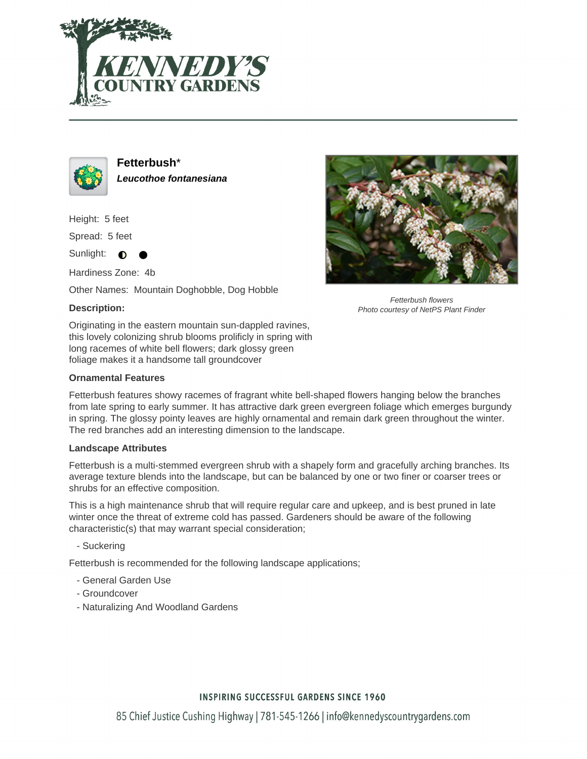# Fetterbush*

***Leucothoe fontanesiana***

Height: 5 feet

Spread: 5 feet

Sunlight: ◐ ●

Hardiness Zone: 4b

Other Names: Mountain Doghobble, Dog Hobble

**Description:**

Originating in the eastern mountain sun-dappled ravines, this lovely colonizing shrub blooms prolificly in spring with long racemes of white bell flowers; dark glossy green foliage makes it a handsome tall groundcover

*Fetterbush flowers*
*Photo courtesy of NetPS Plant Finder*

### Ornamental Features

Fetterbush features showy racemes of fragrant white bell-shaped flowers hanging below the branches from late spring to early summer. It has attractive dark green evergreen foliage which emerges burgundy in spring. The glossy pointy leaves are highly ornamental and remain dark green throughout the winter. The red branches add an interesting dimension to the landscape.

### Landscape Attributes

Fetterbush is a multi-stemmed evergreen shrub with a shapely form and gracefully arching branches. Its average texture blends into the landscape, but can be balanced by one or two finer or coarser trees or shrubs for an effective composition.

This is a high maintenance shrub that will require regular care and upkeep, and is best pruned in late winter once the threat of extreme cold has passed. Gardeners should be aware of the following characteristic(s) that may warrant special consideration;

- Suckering

Fetterbush is recommended for the following landscape applications;

- General Garden Use
- Groundcover
- Naturalizing And Woodland Gardens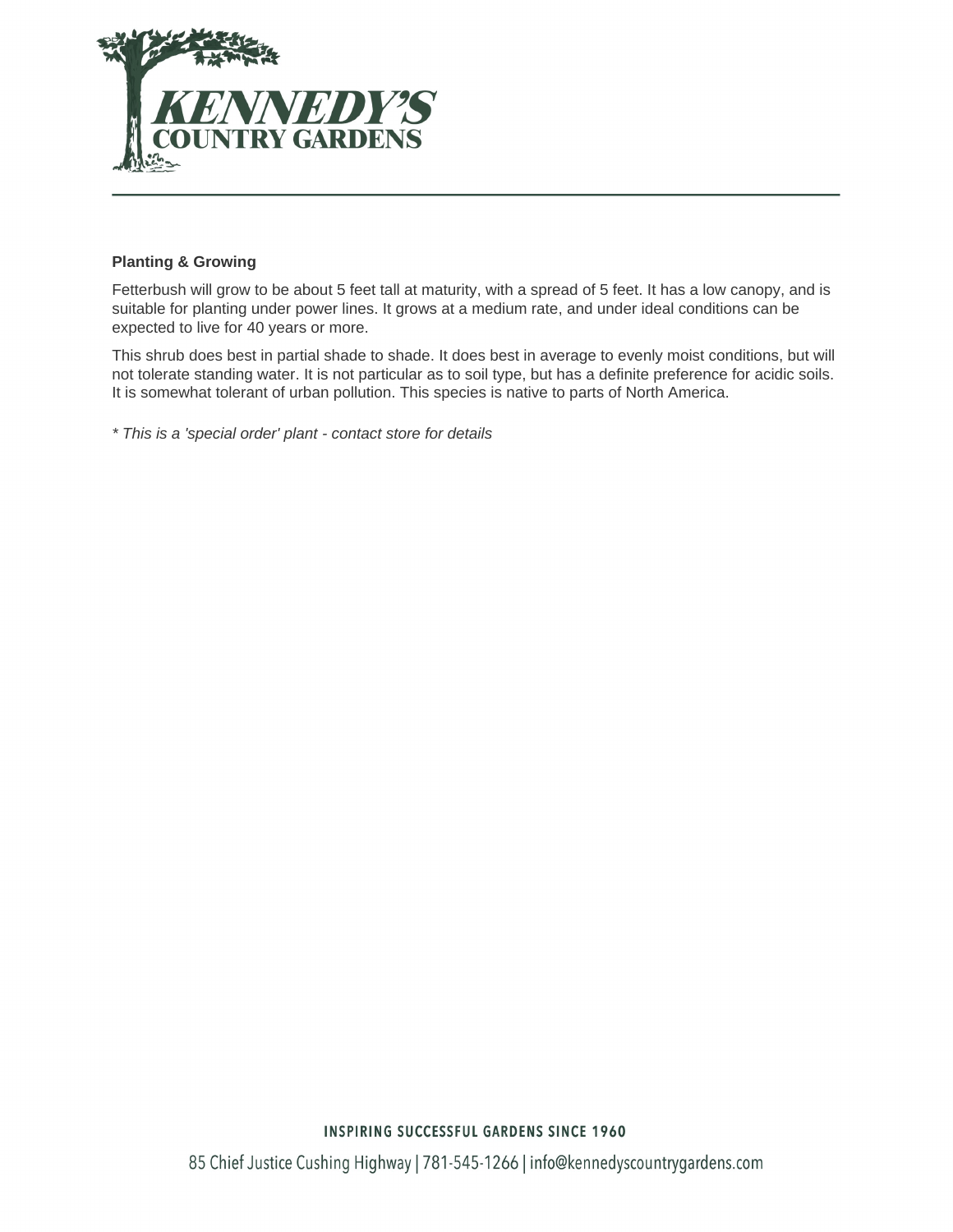### Planting & Growing

Fetterbush will grow to be about 5 feet tall at maturity, with a spread of 5 feet. It has a low canopy, and is suitable for planting under power lines. It grows at a medium rate, and under ideal conditions can be expected to live for 40 years or more.

This shrub does best in partial shade to shade. It does best in average to evenly moist conditions, but will not tolerate standing water. It is not particular as to soil type, but has a definite preference for acidic soils. It is somewhat tolerant of urban pollution. This species is native to parts of North America.

*\* This is a 'special order' plant - contact store for details*